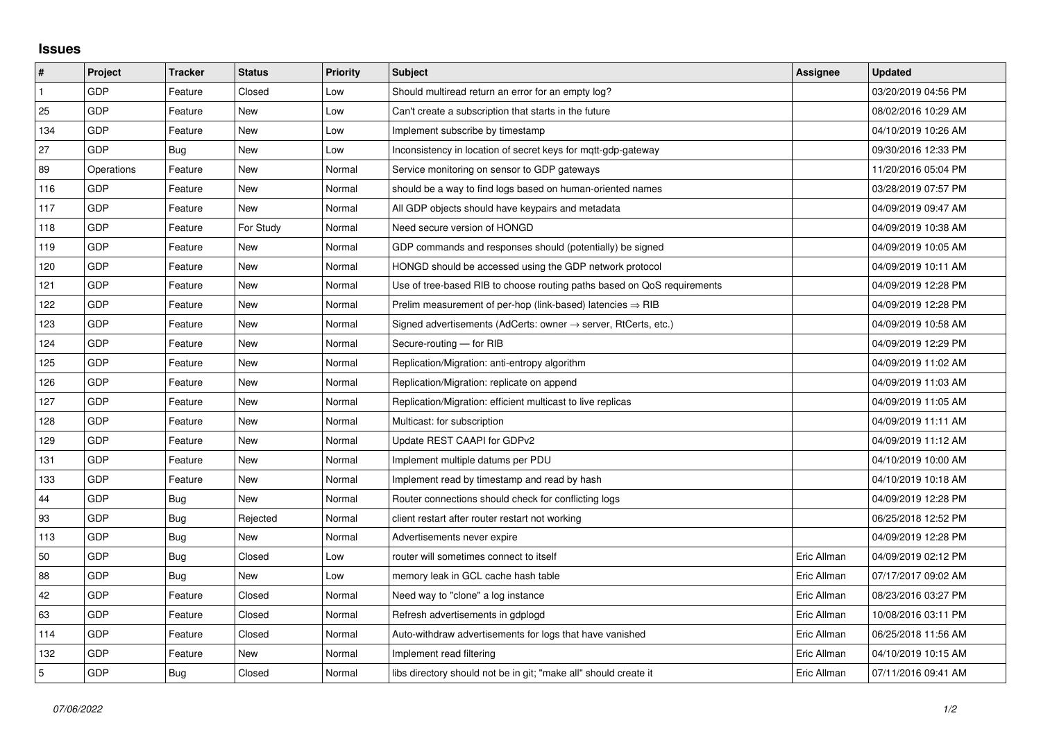## Issues

| # | Project | Tracker | Status | Priority | Subject | Assignee | Updated |
|---|---|---|---|---|---|---|---|
| 1 | GDP | Feature | Closed | Low | Should multiread return an error for an empty log? | | 03/20/2019 04:56 PM |
| 25 | GDP | Feature | New | Low | Can't create a subscription that starts in the future | | 08/02/2016 10:29 AM |
| 134 | GDP | Feature | New | Low | Implement subscribe by timestamp | | 04/10/2019 10:26 AM |
| 27 | GDP | Bug | New | Low | Inconsistency in location of secret keys for mqtt-gdp-gateway | | 09/30/2016 12:33 PM |
| 89 | Operations | Feature | New | Normal | Service monitoring on sensor to GDP gateways | | 11/20/2016 05:04 PM |
| 116 | GDP | Feature | New | Normal | should be a way to find logs based on human-oriented names | | 03/28/2019 07:57 PM |
| 117 | GDP | Feature | New | Normal | All GDP objects should have keypairs and metadata | | 04/09/2019 09:47 AM |
| 118 | GDP | Feature | For Study | Normal | Need secure version of HONGD | | 04/09/2019 10:38 AM |
| 119 | GDP | Feature | New | Normal | GDP commands and responses should (potentially) be signed | | 04/09/2019 10:05 AM |
| 120 | GDP | Feature | New | Normal | HONGD should be accessed using the GDP network protocol | | 04/09/2019 10:11 AM |
| 121 | GDP | Feature | New | Normal | Use of tree-based RIB to choose routing paths based on QoS requirements | | 04/09/2019 12:28 PM |
| 122 | GDP | Feature | New | Normal | Prelim measurement of per-hop (link-based) latencies ⇒ RIB | | 04/09/2019 12:28 PM |
| 123 | GDP | Feature | New | Normal | Signed advertisements (AdCerts: owner → server, RtCerts, etc.) | | 04/09/2019 10:58 AM |
| 124 | GDP | Feature | New | Normal | Secure-routing — for RIB | | 04/09/2019 12:29 PM |
| 125 | GDP | Feature | New | Normal | Replication/Migration: anti-entropy algorithm | | 04/09/2019 11:02 AM |
| 126 | GDP | Feature | New | Normal | Replication/Migration: replicate on append | | 04/09/2019 11:03 AM |
| 127 | GDP | Feature | New | Normal | Replication/Migration: efficient multicast to live replicas | | 04/09/2019 11:05 AM |
| 128 | GDP | Feature | New | Normal | Multicast: for subscription | | 04/09/2019 11:11 AM |
| 129 | GDP | Feature | New | Normal | Update REST CAAPI for GDPv2 | | 04/09/2019 11:12 AM |
| 131 | GDP | Feature | New | Normal | Implement multiple datums per PDU | | 04/10/2019 10:00 AM |
| 133 | GDP | Feature | New | Normal | Implement read by timestamp and read by hash | | 04/10/2019 10:18 AM |
| 44 | GDP | Bug | New | Normal | Router connections should check for conflicting logs | | 04/09/2019 12:28 PM |
| 93 | GDP | Bug | Rejected | Normal | client restart after router restart not working | | 06/25/2018 12:52 PM |
| 113 | GDP | Bug | New | Normal | Advertisements never expire | | 04/09/2019 12:28 PM |
| 50 | GDP | Bug | Closed | Low | router will sometimes connect to itself | Eric Allman | 04/09/2019 02:12 PM |
| 88 | GDP | Bug | New | Low | memory leak in GCL cache hash table | Eric Allman | 07/17/2017 09:02 AM |
| 42 | GDP | Feature | Closed | Normal | Need way to "clone" a log instance | Eric Allman | 08/23/2016 03:27 PM |
| 63 | GDP | Feature | Closed | Normal | Refresh advertisements in gdplogd | Eric Allman | 10/08/2016 03:11 PM |
| 114 | GDP | Feature | Closed | Normal | Auto-withdraw advertisements for logs that have vanished | Eric Allman | 06/25/2018 11:56 AM |
| 132 | GDP | Feature | New | Normal | Implement read filtering | Eric Allman | 04/10/2019 10:15 AM |
| 5 | GDP | Bug | Closed | Normal | libs directory should not be in git; "make all" should create it | Eric Allman | 07/11/2016 09:41 AM |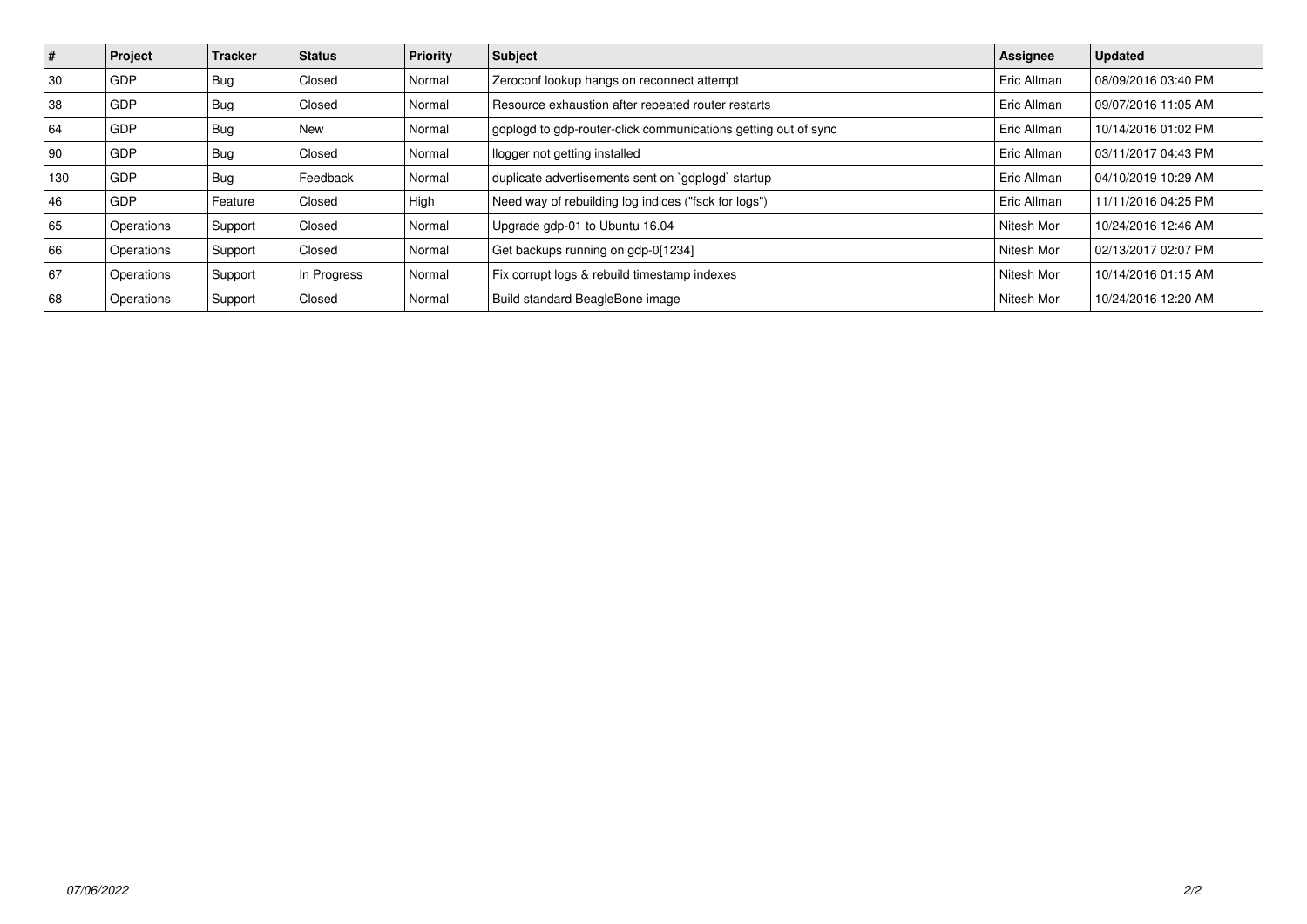| # | Project | Tracker | Status | Priority | Subject | Assignee | Updated |
| --- | --- | --- | --- | --- | --- | --- | --- |
| 30 | GDP | Bug | Closed | Normal | Zeroconf lookup hangs on reconnect attempt | Eric Allman | 08/09/2016 03:40 PM |
| 38 | GDP | Bug | Closed | Normal | Resource exhaustion after repeated router restarts | Eric Allman | 09/07/2016 11:05 AM |
| 64 | GDP | Bug | New | Normal | gdplogd to gdp-router-click communications getting out of sync | Eric Allman | 10/14/2016 01:02 PM |
| 90 | GDP | Bug | Closed | Normal | llogger not getting installed | Eric Allman | 03/11/2017 04:43 PM |
| 130 | GDP | Bug | Feedback | Normal | duplicate advertisements sent on `gdplogd` startup | Eric Allman | 04/10/2019 10:29 AM |
| 46 | GDP | Feature | Closed | High | Need way of rebuilding log indices ("fsck for logs") | Eric Allman | 11/11/2016 04:25 PM |
| 65 | Operations | Support | Closed | Normal | Upgrade gdp-01 to Ubuntu 16.04 | Nitesh Mor | 10/24/2016 12:46 AM |
| 66 | Operations | Support | Closed | Normal | Get backups running on gdp-0[1234] | Nitesh Mor | 02/13/2017 02:07 PM |
| 67 | Operations | Support | In Progress | Normal | Fix corrupt logs & rebuild timestamp indexes | Nitesh Mor | 10/14/2016 01:15 AM |
| 68 | Operations | Support | Closed | Normal | Build standard BeagleBone image | Nitesh Mor | 10/24/2016 12:20 AM |